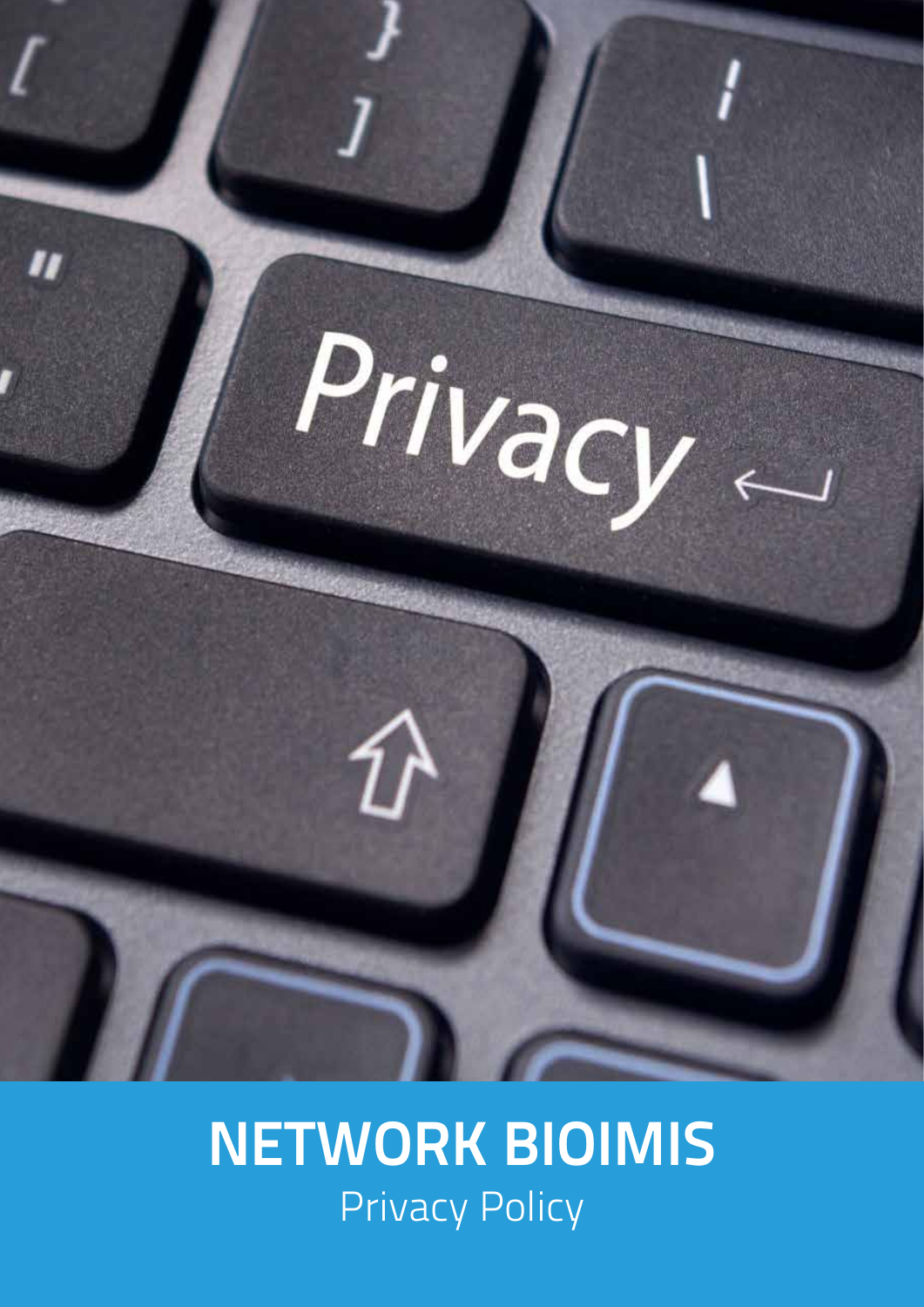# NETWORK BIOIMIS

Privacy Policy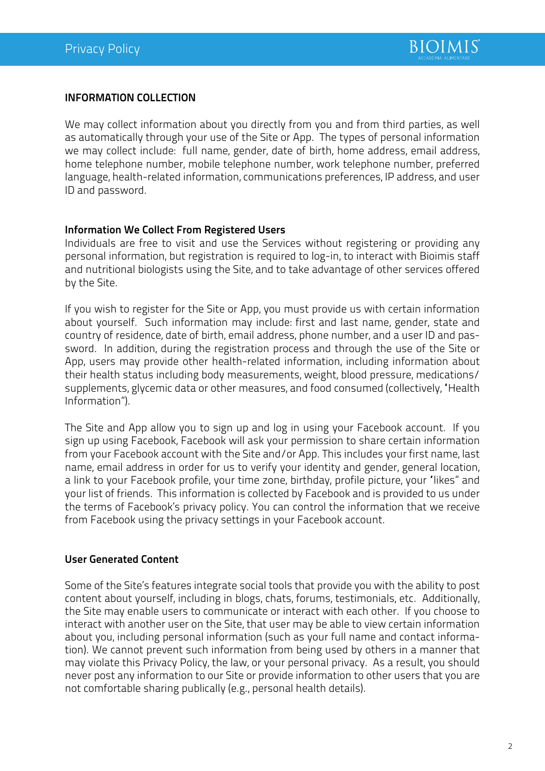## INFORMATION COLLECTION

We may collect information about you directly from you and from third parties, as well as automatically through your use of the Site or App. The types of personal information we may collect include: full name, gender, date of birth, home address, email address, home telephone number, mobile telephone number, work telephone number, preferred language, health-related information, communications preferences, IP address, and user ID and password.

### Information We Collect From Registered Users

Individuals are free to visit and use the Services without registering or providing any personal information, but registration is required to log-in, to interact with Bioimis staff and nutritional biologists using the Site, and to take advantage of other services offered by the Site.

If you wish to register for the Site or App, you must provide us with certain information about yourself. Such information may include: first and last name, gender, state and country of residence, date of birth, email address, phone number, and a user ID and password. In addition, during the registration process and through the use of the Site or App, users may provide other health-related information, including information about their health status including body measurements, weight, blood pressure, medications/supplements, glycemic data or other measures, and food consumed (collectively, "Health Information").

The Site and App allow you to sign up and log in using your Facebook account. If you sign up using Facebook, Facebook will ask your permission to share certain information from your Facebook account with the Site and/or App. This includes your first name, last name, email address in order for us to verify your identity and gender, general location, a link to your Facebook profile, your time zone, birthday, profile picture, your "likes" and your list of friends. This information is collected by Facebook and is provided to us under the terms of Facebook's privacy policy. You can control the information that we receive from Facebook using the privacy settings in your Facebook account.

### User Generated Content

Some of the Site's features integrate social tools that provide you with the ability to post content about yourself, including in blogs, chats, forums, testimonials, etc. Additionally, the Site may enable users to communicate or interact with each other. If you choose to interact with another user on the Site, that user may be able to view certain information about you, including personal information (such as your full name and contact information). We cannot prevent such information from being used by others in a manner that may violate this Privacy Policy, the law, or your personal privacy. As a result, you should never post any information to our Site or provide information to other users that you are not comfortable sharing publically (e.g., personal health details).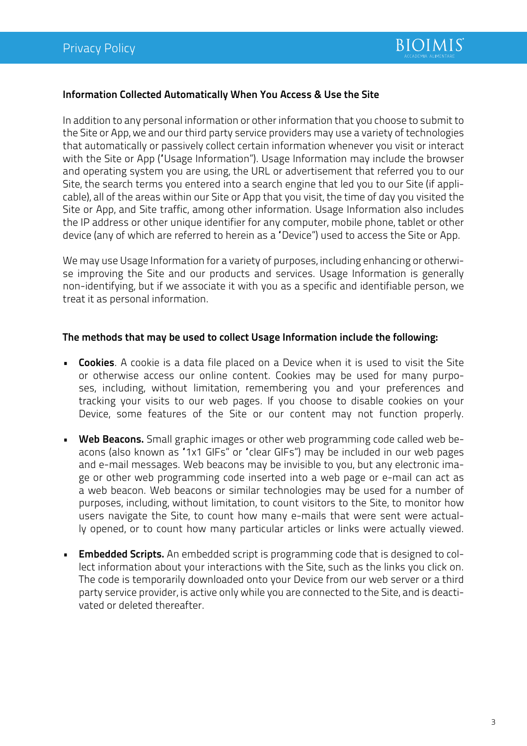**Information Collected Automatically When You Access & Use the Site**

In addition to any personal information or other information that you choose to submit to the Site or App, we and our third party service providers may use a variety of technologies that automatically or passively collect certain information whenever you visit or interact with the Site or App ('Usage Information"). Usage Information may include the browser and operating system you are using, the URL or advertisement that referred you to our Site, the search terms you entered into a search engine that led you to our Site (if applicable), all of the areas within our Site or App that you visit, the time of day you visited the Site or App, and Site traffic, among other information. Usage Information also includes the IP address or other unique identifier for any computer, mobile phone, tablet or other device (any of which are referred to herein as a 'Device") used to access the Site or App.

We may use Usage Information for a variety of purposes, including enhancing or otherwise improving the Site and our products and services. Usage Information is generally non-identifying, but if we associate it with you as a specific and identifiable person, we treat it as personal information.

**The methods that may be used to collect Usage Information include the following:**

- **Cookies**. A cookie is a data file placed on a Device when it is used to visit the Site or otherwise access our online content. Cookies may be used for many purposes, including, without limitation, remembering you and your preferences and tracking your visits to our web pages. If you choose to disable cookies on your Device, some features of the Site or our content may not function properly.
- **Web Beacons.** Small graphic images or other web programming code called web beacons (also known as '1x1 GIFs" or 'clear GIFs") may be included in our web pages and e-mail messages. Web beacons may be invisible to you, but any electronic image or other web programming code inserted into a web page or e-mail can act as a web beacon. Web beacons or similar technologies may be used for a number of purposes, including, without limitation, to count visitors to the Site, to monitor how users navigate the Site, to count how many e-mails that were sent were actually opened, or to count how many particular articles or links were actually viewed.
- **Embedded Scripts.** An embedded script is programming code that is designed to collect information about your interactions with the Site, such as the links you click on. The code is temporarily downloaded onto your Device from our web server or a third party service provider, is active only while you are connected to the Site, and is deactivated or deleted thereafter.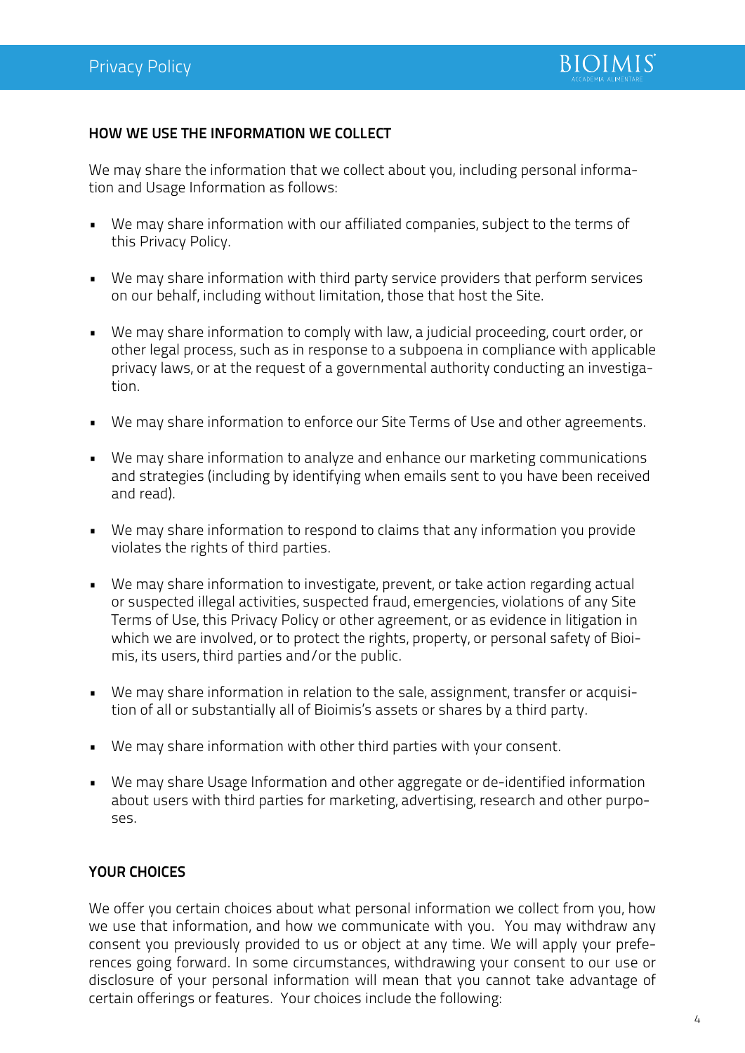## HOW WE USE THE INFORMATION WE COLLECT

We may share the information that we collect about you, including personal information and Usage Information as follows:

- We may share information with our affiliated companies, subject to the terms of this Privacy Policy.
- We may share information with third party service providers that perform services on our behalf, including without limitation, those that host the Site.
- We may share information to comply with law, a judicial proceeding, court order, or other legal process, such as in response to a subpoena in compliance with applicable privacy laws, or at the request of a governmental authority conducting an investigation.
- We may share information to enforce our Site Terms of Use and other agreements.
- We may share information to analyze and enhance our marketing communications and strategies (including by identifying when emails sent to you have been received and read).
- We may share information to respond to claims that any information you provide violates the rights of third parties.
- We may share information to investigate, prevent, or take action regarding actual or suspected illegal activities, suspected fraud, emergencies, violations of any Site Terms of Use, this Privacy Policy or other agreement, or as evidence in litigation in which we are involved, or to protect the rights, property, or personal safety of Bioimis, its users, third parties and/or the public.
- We may share information in relation to the sale, assignment, transfer or acquisition of all or substantially all of Bioimis's assets or shares by a third party.
- We may share information with other third parties with your consent.
- We may share Usage Information and other aggregate or de-identified information about users with third parties for marketing, advertising, research and other purposes.

## YOUR CHOICES

We offer you certain choices about what personal information we collect from you, how we use that information, and how we communicate with you. You may withdraw any consent you previously provided to us or object at any time. We will apply your preferences going forward. In some circumstances, withdrawing your consent to our use or disclosure of your personal information will mean that you cannot take advantage of certain offerings or features. Your choices include the following: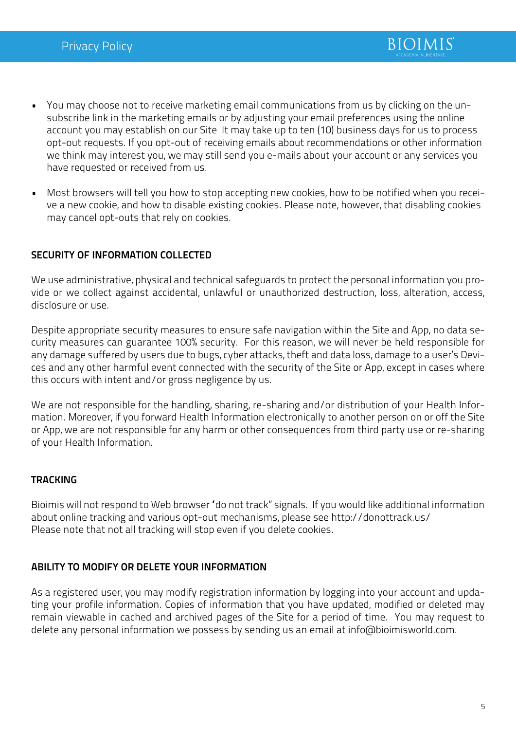- You may choose not to receive marketing email communications from us by clicking on the unsubscribe link in the marketing emails or by adjusting your email preferences using the online account you may establish on our Site  It may take up to ten (10) business days for us to process opt-out requests. If you opt-out of receiving emails about recommendations or other information we think may interest you, we may still send you e-mails about your account or any services you have requested or received from us.

- Most browsers will tell you how to stop accepting new cookies, how to be notified when you receive a new cookie, and how to disable existing cookies. Please note, however, that disabling cookies may cancel opt-outs that rely on cookies.

**SECURITY OF INFORMATION COLLECTED**

We use administrative, physical and technical safeguards to protect the personal information you provide or we collect against accidental, unlawful or unauthorized destruction, loss, alteration, access, disclosure or use.

Despite appropriate security measures to ensure safe navigation within the Site and App, no data security measures can guarantee 100% security.  For this reason, we will never be held responsible for any damage suffered by users due to bugs, cyber attacks, theft and data loss, damage to a user's Devices and any other harmful event connected with the security of the Site or App, except in cases where this occurs with intent and/or gross negligence by us.

We are not responsible for the handling, sharing, re-sharing and/or distribution of your Health Information. Moreover, if you forward Health Information electronically to another person on or off the Site or App, we are not responsible for any harm or other consequences from third party use or re-sharing of your Health Information.

**TRACKING**

Bioimis will not respond to Web browser 'do not track" signals.  If you would like additional information about online tracking and various opt-out mechanisms, please see http://donottrack.us/
Please note that not all tracking will stop even if you delete cookies.

**ABILITY TO MODIFY OR DELETE YOUR INFORMATION**

As a registered user, you may modify registration information by logging into your account and updating your profile information. Copies of information that you have updated, modified or deleted may remain viewable in cached and archived pages of the Site for a period of time.  You may request to delete any personal information we possess by sending us an email at info@bioimisworld.com.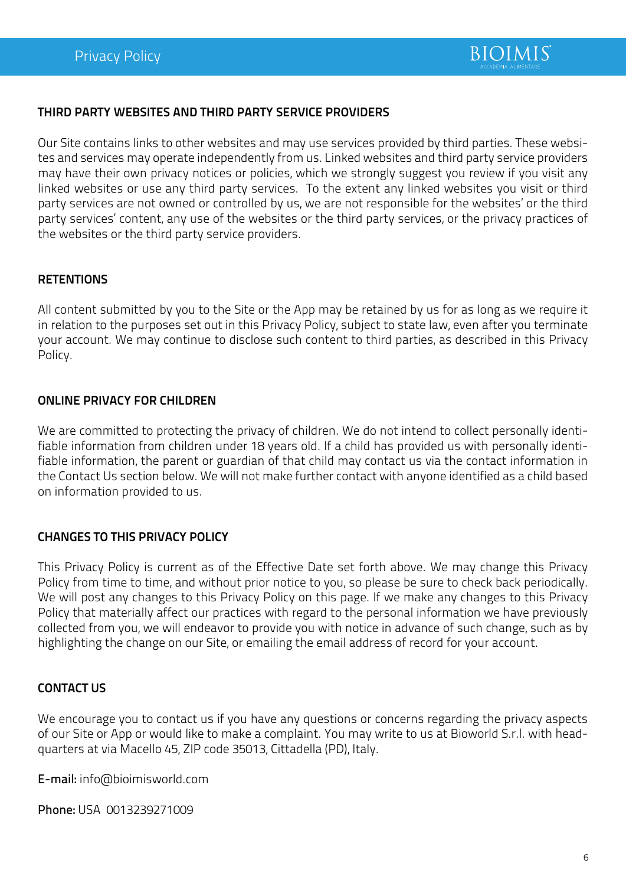## THIRD PARTY WEBSITES AND THIRD PARTY SERVICE PROVIDERS

Our Site contains links to other websites and may use services provided by third parties. These websites and services may operate independently from us. Linked websites and third party service providers may have their own privacy notices or policies, which we strongly suggest you review if you visit any linked websites or use any third party services. To the extent any linked websites you visit or third party services are not owned or controlled by us, we are not responsible for the websites' or the third party services' content, any use of the websites or the third party services, or the privacy practices of the websites or the third party service providers.

## RETENTIONS

All content submitted by you to the Site or the App may be retained by us for as long as we require it in relation to the purposes set out in this Privacy Policy, subject to state law, even after you terminate your account. We may continue to disclose such content to third parties, as described in this Privacy Policy.

## ONLINE PRIVACY FOR CHILDREN

We are committed to protecting the privacy of children. We do not intend to collect personally identifiable information from children under 18 years old. If a child has provided us with personally identifiable information, the parent or guardian of that child may contact us via the contact information in the Contact Us section below. We will not make further contact with anyone identified as a child based on information provided to us.

## CHANGES TO THIS PRIVACY POLICY

This Privacy Policy is current as of the Effective Date set forth above. We may change this Privacy Policy from time to time, and without prior notice to you, so please be sure to check back periodically. We will post any changes to this Privacy Policy on this page. If we make any changes to this Privacy Policy that materially affect our practices with regard to the personal information we have previously collected from you, we will endeavor to provide you with notice in advance of such change, such as by highlighting the change on our Site, or emailing the email address of record for your account.

## CONTACT US

We encourage you to contact us if you have any questions or concerns regarding the privacy aspects of our Site or App or would like to make a complaint. You may write to us at Bioworld S.r.l. with headquarters at via Macello 45, ZIP code 35013, Cittadella (PD), Italy.

**E-mail:** info@bioimisworld.com

**Phone:** USA 0013239271009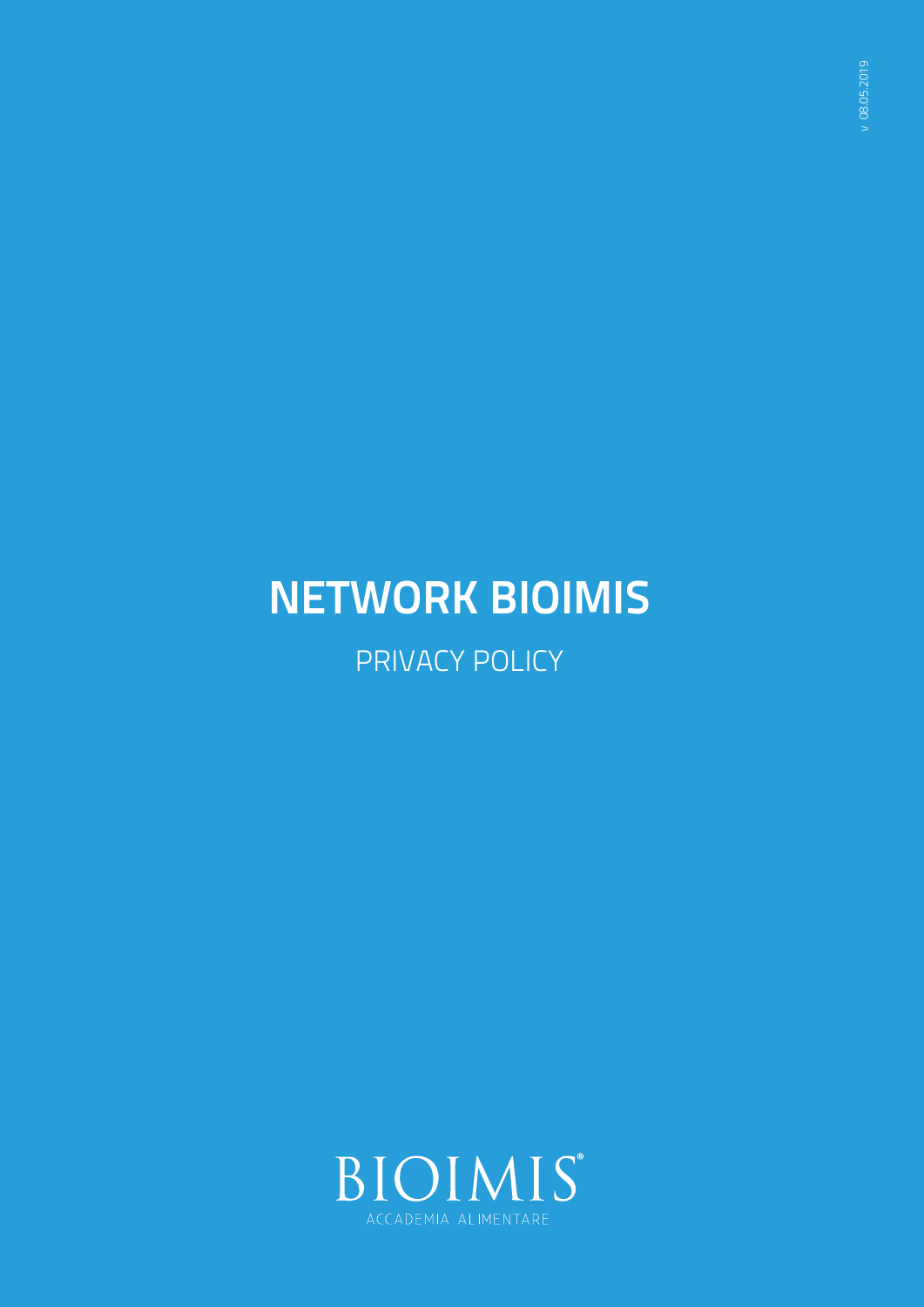v 08.05.2019

# NETWORK BIOIMIS

PRIVACY POLICY

BIOIMIS®

ACCADEMIA ALIMENTARE